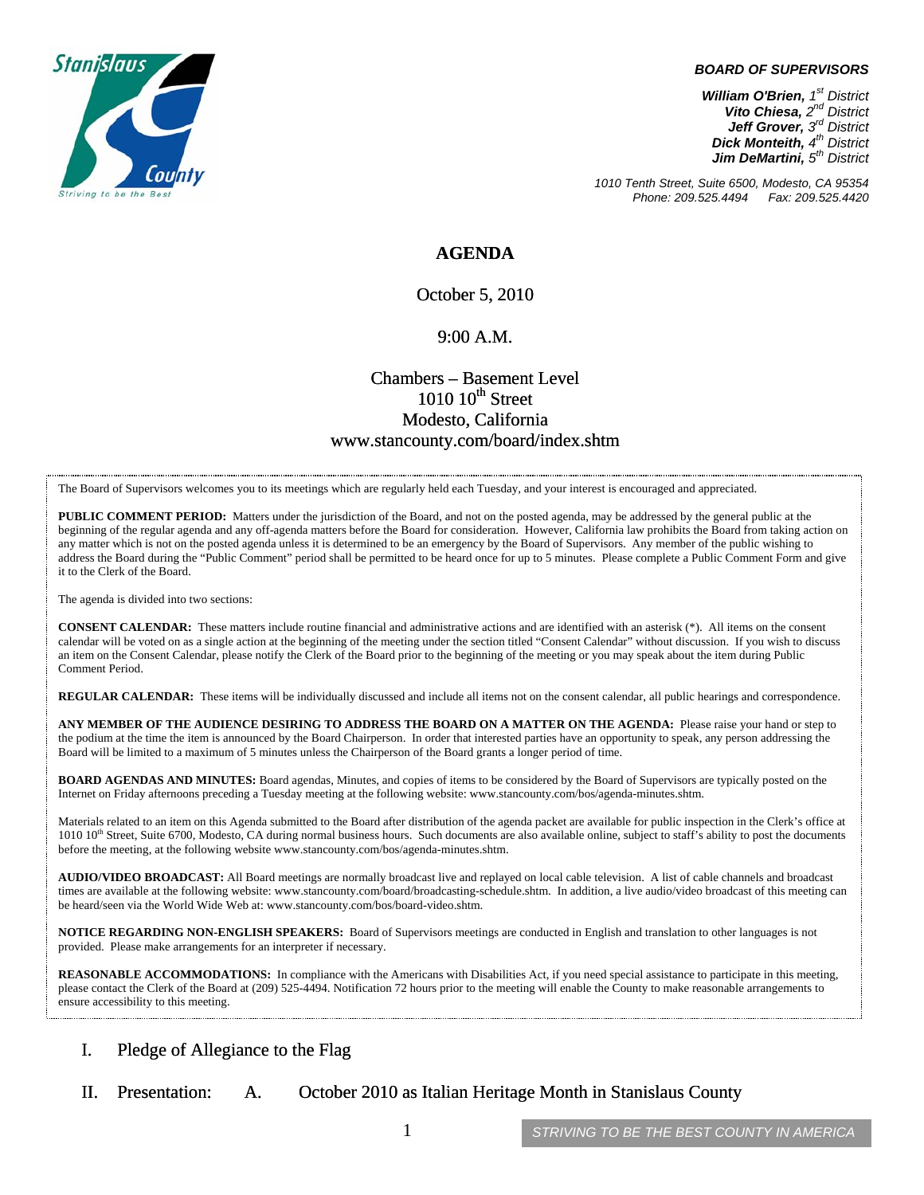**BOARD OF SUPERVISORS**

***William O'Brien,** 1st District*
***Vito Chiesa,** 2nd District*
***Jeff Grover,** 3rd District*
***Dick Monteith,** 4th District*
***Jim DeMartini,** 5th District*

*1010 Tenth Street, Suite 6500, Modesto, CA 95354*
*Phone: 209.525.4494 Fax: 209.525.4420*

# AGENDA

October 5, 2010

9:00 A.M.

Chambers – Basement Level
1010 10th Street
Modesto, California
www.stancounty.com/board/index.shtm

The Board of Supervisors welcomes you to its meetings which are regularly held each Tuesday, and your interest is encouraged and appreciated.

**PUBLIC COMMENT PERIOD:** Matters under the jurisdiction of the Board, and not on the posted agenda, may be addressed by the general public at the beginning of the regular agenda and any off-agenda matters before the Board for consideration. However, California law prohibits the Board from taking action on any matter which is not on the posted agenda unless it is determined to be an emergency by the Board of Supervisors. Any member of the public wishing to address the Board during the "Public Comment" period shall be permitted to be heard once for up to 5 minutes. Please complete a Public Comment Form and give it to the Clerk of the Board.

The agenda is divided into two sections:

**CONSENT CALENDAR:** These matters include routine financial and administrative actions and are identified with an asterisk (*). All items on the consent calendar will be voted on as a single action at the beginning of the meeting under the section titled "Consent Calendar" without discussion. If you wish to discuss an item on the Consent Calendar, please notify the Clerk of the Board prior to the beginning of the meeting or you may speak about the item during Public Comment Period.

**REGULAR CALENDAR:** These items will be individually discussed and include all items not on the consent calendar, all public hearings and correspondence.

**ANY MEMBER OF THE AUDIENCE DESIRING TO ADDRESS THE BOARD ON A MATTER ON THE AGENDA:** Please raise your hand or step to the podium at the time the item is announced by the Board Chairperson. In order that interested parties have an opportunity to speak, any person addressing the Board will be limited to a maximum of 5 minutes unless the Chairperson of the Board grants a longer period of time.

**BOARD AGENDAS AND MINUTES:** Board agendas, Minutes, and copies of items to be considered by the Board of Supervisors are typically posted on the Internet on Friday afternoons preceding a Tuesday meeting at the following website: www.stancounty.com/bos/agenda-minutes.shtm.

Materials related to an item on this Agenda submitted to the Board after distribution of the agenda packet are available for public inspection in the Clerk's office at 1010 10th Street, Suite 6700, Modesto, CA during normal business hours. Such documents are also available online, subject to staff's ability to post the documents before the meeting, at the following website www.stancounty.com/bos/agenda-minutes.shtm.

**AUDIO/VIDEO BROADCAST:** All Board meetings are normally broadcast live and replayed on local cable television. A list of cable channels and broadcast times are available at the following website: www.stancounty.com/board/broadcasting-schedule.shtm. In addition, a live audio/video broadcast of this meeting can be heard/seen via the World Wide Web at: www.stancounty.com/bos/board-video.shtm.

**NOTICE REGARDING NON-ENGLISH SPEAKERS:** Board of Supervisors meetings are conducted in English and translation to other languages is not provided. Please make arrangements for an interpreter if necessary.

**REASONABLE ACCOMMODATIONS:** In compliance with the Americans with Disabilities Act, if you need special assistance to participate in this meeting, please contact the Clerk of the Board at (209) 525-4494. Notification 72 hours prior to the meeting will enable the County to make reasonable arrangements to ensure accessibility to this meeting.

I. Pledge of Allegiance to the Flag

II. Presentation: A. October 2010 as Italian Heritage Month in Stanislaus County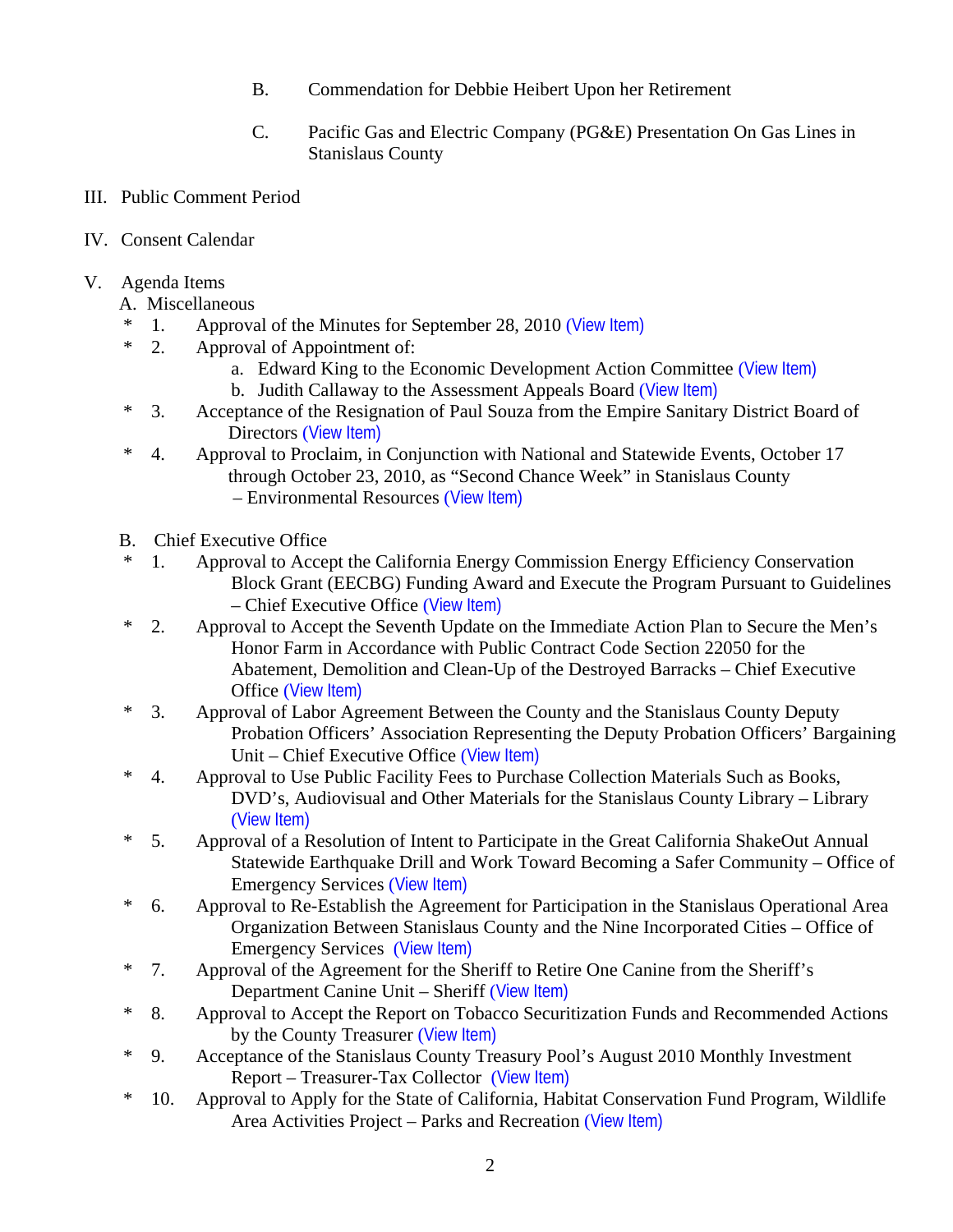B. Commendation for Debbie Heibert Upon her Retirement

C. Pacific Gas and Electric Company (PG&E) Presentation On Gas Lines in Stanislaus County

III. Public Comment Period

IV. Consent Calendar

V. Agenda Items

A. Miscellaneous

\* 1. Approval of the Minutes for September 28, 2010 (View Item)

\* 2. Approval of Appointment of:
   a. Edward King to the Economic Development Action Committee (View Item)
   b. Judith Callaway to the Assessment Appeals Board (View Item)

\* 3. Acceptance of the Resignation of Paul Souza from the Empire Sanitary District Board of Directors (View Item)

\* 4. Approval to Proclaim, in Conjunction with National and Statewide Events, October 17 through October 23, 2010, as "Second Chance Week" in Stanislaus County – Environmental Resources (View Item)

B. Chief Executive Office

\* 1. Approval to Accept the California Energy Commission Energy Efficiency Conservation Block Grant (EECBG) Funding Award and Execute the Program Pursuant to Guidelines – Chief Executive Office (View Item)

\* 2. Approval to Accept the Seventh Update on the Immediate Action Plan to Secure the Men's Honor Farm in Accordance with Public Contract Code Section 22050 for the Abatement, Demolition and Clean-Up of the Destroyed Barracks – Chief Executive Office (View Item)

\* 3. Approval of Labor Agreement Between the County and the Stanislaus County Deputy Probation Officers' Association Representing the Deputy Probation Officers' Bargaining Unit – Chief Executive Office (View Item)

\* 4. Approval to Use Public Facility Fees to Purchase Collection Materials Such as Books, DVD's, Audiovisual and Other Materials for the Stanislaus County Library – Library (View Item)

\* 5. Approval of a Resolution of Intent to Participate in the Great California ShakeOut Annual Statewide Earthquake Drill and Work Toward Becoming a Safer Community – Office of Emergency Services (View Item)

\* 6. Approval to Re-Establish the Agreement for Participation in the Stanislaus Operational Area Organization Between Stanislaus County and the Nine Incorporated Cities – Office of Emergency Services (View Item)

\* 7. Approval of the Agreement for the Sheriff to Retire One Canine from the Sheriff's Department Canine Unit – Sheriff (View Item)

\* 8. Approval to Accept the Report on Tobacco Securitization Funds and Recommended Actions by the County Treasurer (View Item)

\* 9. Acceptance of the Stanislaus County Treasury Pool's August 2010 Monthly Investment Report – Treasurer-Tax Collector (View Item)

\* 10. Approval to Apply for the State of California, Habitat Conservation Fund Program, Wildlife Area Activities Project – Parks and Recreation (View Item)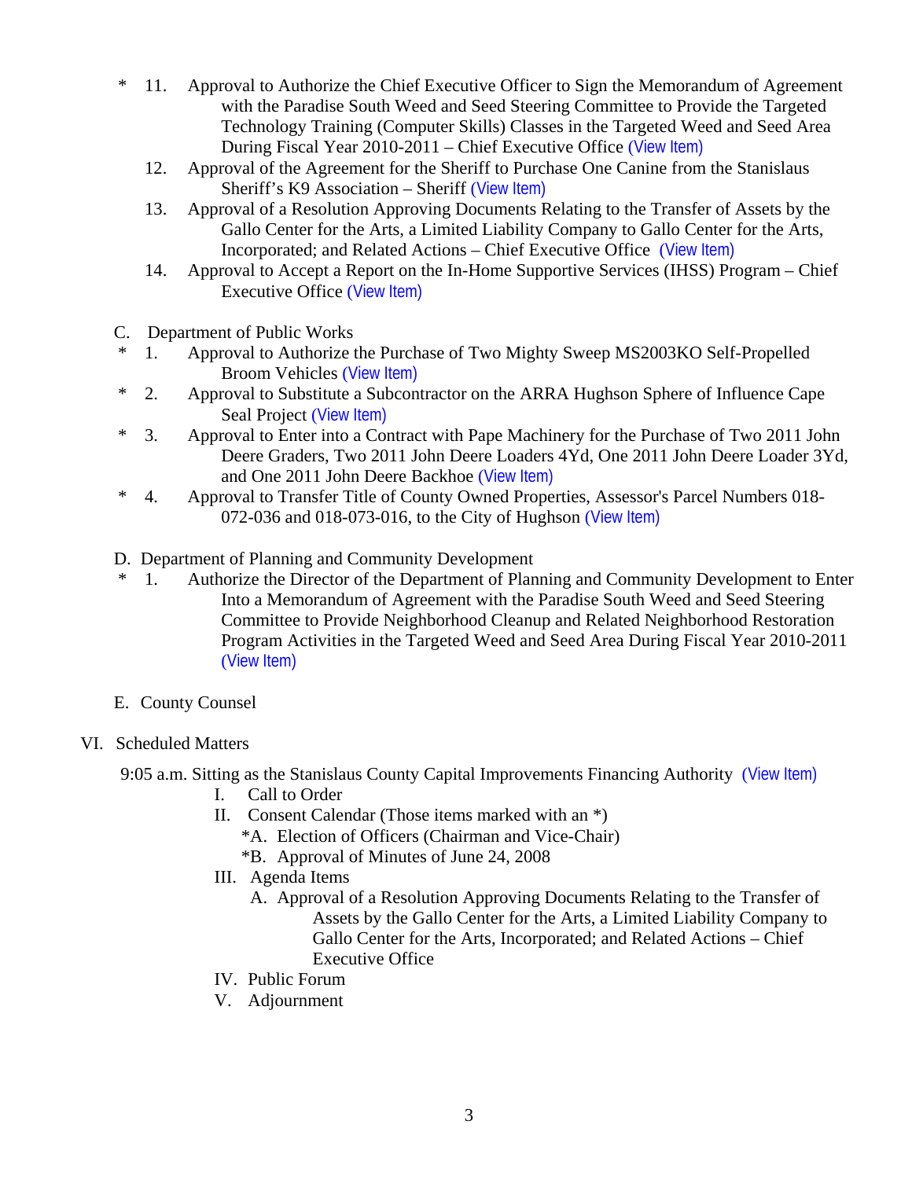\* 11. Approval to Authorize the Chief Executive Officer to Sign the Memorandum of Agreement with the Paradise South Weed and Seed Steering Committee to Provide the Targeted Technology Training (Computer Skills) Classes in the Targeted Weed and Seed Area During Fiscal Year 2010-2011 – Chief Executive Office (View Item)

12. Approval of the Agreement for the Sheriff to Purchase One Canine from the Stanislaus Sheriff's K9 Association – Sheriff (View Item)

13. Approval of a Resolution Approving Documents Relating to the Transfer of Assets by the Gallo Center for the Arts, a Limited Liability Company to Gallo Center for the Arts, Incorporated; and Related Actions – Chief Executive Office (View Item)

14. Approval to Accept a Report on the In-Home Supportive Services (IHSS) Program – Chief Executive Office (View Item)

C. Department of Public Works

\* 1. Approval to Authorize the Purchase of Two Mighty Sweep MS2003KO Self-Propelled Broom Vehicles (View Item)

\* 2. Approval to Substitute a Subcontractor on the ARRA Hughson Sphere of Influence Cape Seal Project (View Item)

\* 3. Approval to Enter into a Contract with Pape Machinery for the Purchase of Two 2011 John Deere Graders, Two 2011 John Deere Loaders 4Yd, One 2011 John Deere Loader 3Yd, and One 2011 John Deere Backhoe (View Item)

\* 4. Approval to Transfer Title of County Owned Properties, Assessor's Parcel Numbers 018-072-036 and 018-073-016, to the City of Hughson (View Item)

D. Department of Planning and Community Development

\* 1. Authorize the Director of the Department of Planning and Community Development to Enter Into a Memorandum of Agreement with the Paradise South Weed and Seed Steering Committee to Provide Neighborhood Cleanup and Related Neighborhood Restoration Program Activities in the Targeted Weed and Seed Area During Fiscal Year 2010-2011 (View Item)

E. County Counsel

VI. Scheduled Matters

9:05 a.m. Sitting as the Stanislaus County Capital Improvements Financing Authority (View Item)

- I. Call to Order
- II. Consent Calendar (Those items marked with an *)
  - *A. Election of Officers (Chairman and Vice-Chair)
  - *B. Approval of Minutes of June 24, 2008
- III. Agenda Items
  - A. Approval of a Resolution Approving Documents Relating to the Transfer of Assets by the Gallo Center for the Arts, a Limited Liability Company to Gallo Center for the Arts, Incorporated; and Related Actions – Chief Executive Office
- IV. Public Forum
- V. Adjournment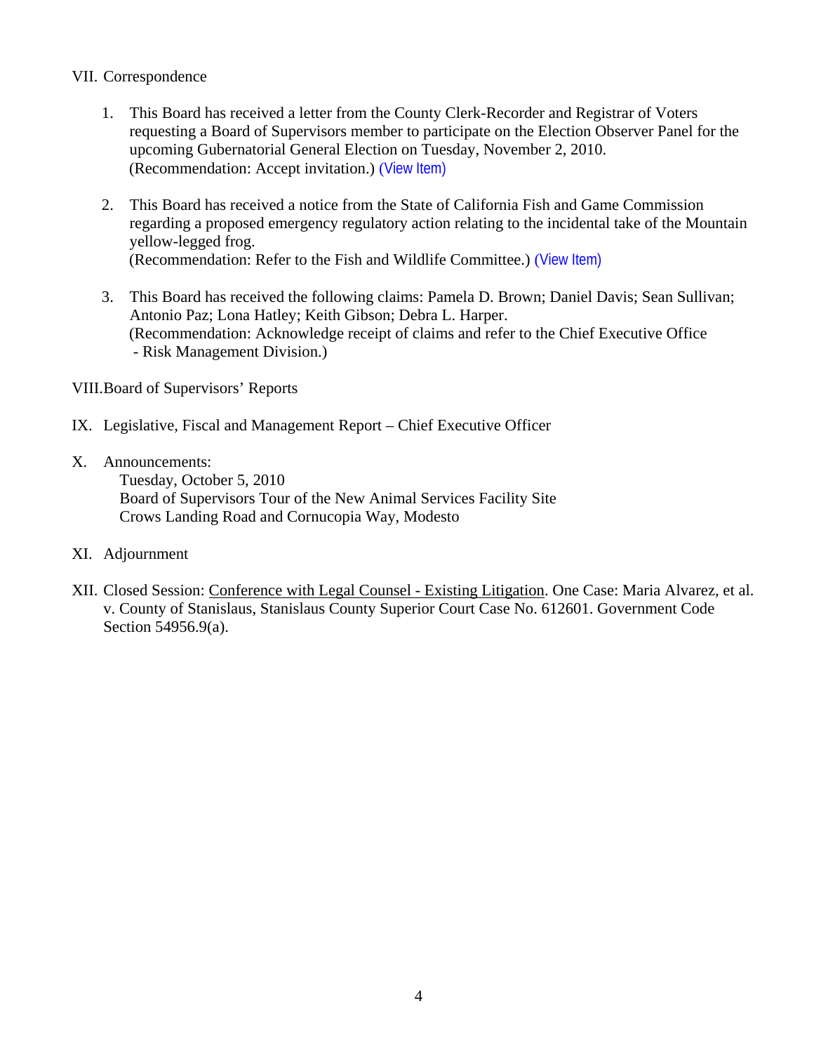VII. Correspondence

1. This Board has received a letter from the County Clerk-Recorder and Registrar of Voters requesting a Board of Supervisors member to participate on the Election Observer Panel for the upcoming Gubernatorial General Election on Tuesday, November 2, 2010. (Recommendation: Accept invitation.) (View Item)

2. This Board has received a notice from the State of California Fish and Game Commission regarding a proposed emergency regulatory action relating to the incidental take of the Mountain yellow-legged frog. (Recommendation: Refer to the Fish and Wildlife Committee.) (View Item)

3. This Board has received the following claims: Pamela D. Brown; Daniel Davis; Sean Sullivan; Antonio Paz; Lona Hatley; Keith Gibson; Debra L. Harper. (Recommendation: Acknowledge receipt of claims and refer to the Chief Executive Office - Risk Management Division.)

VIII. Board of Supervisors' Reports

IX. Legislative, Fiscal and Management Report – Chief Executive Officer

X. Announcements:
Tuesday, October 5, 2010
Board of Supervisors Tour of the New Animal Services Facility Site
Crows Landing Road and Cornucopia Way, Modesto

XI. Adjournment

XII. Closed Session: Conference with Legal Counsel - Existing Litigation. One Case: Maria Alvarez, et al. v. County of Stanislaus, Stanislaus County Superior Court Case No. 612601. Government Code Section 54956.9(a).